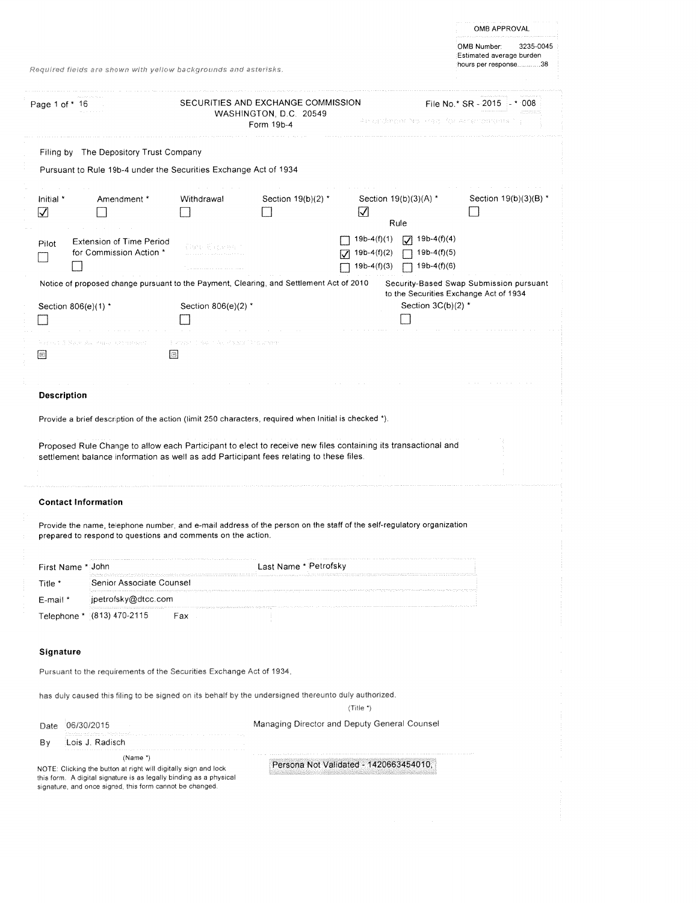OMB APPROVAL

OMB Number: 3235-0045
Estimated average burden hours per response...........38

*Required fields are shown with yellow backgrounds and asterisks.*

Page 1 of * 16

SECURITIES AND EXCHANGE COMMISSION
WASHINGTON, D.C. 20549
Form 19b-4

File No.* SR - 2015 - * 008

Amendment No. (req. for Amendments *)

Filing by The Depository Trust Company

Pursuant to Rule 19b-4 under the Securities Exchange Act of 1934

| Initial * | Amendment * | Withdrawal | Section 19(b)(2) * | Section 19(b)(3)(A) * | Section 19(b)(3)(B) * |
|---|---|---|---|---|---|
| ☑ | ☐ | ☐ | ☐ | ☑ | ☐ |

Rule

| Pilot | Extension of Time Period for Commission Action * | Date Expires * | | |
|---|---|---|---|---|
| ☐ | ☐ | | ☐ 19b-4(f)(1) | ☑ 19b-4(f)(4) |
| | | | ☑ 19b-4(f)(2) | ☐ 19b-4(f)(5) |
| | | | ☐ 19b-4(f)(3) | ☐ 19b-4(f)(6) |

Notice of proposed change pursuant to the Payment, Clearing, and Settlement Act of 2010

Section 806(e)(1) * ☐

Section 806(e)(2) * ☐

Security-Based Swap Submission pursuant to the Securities Exchange Act of 1934

Section 3C(b)(2) * ☐

Exhibit 2 Sent As Paper Document

Exhibit 3 Sent As Paper Document

### Description

Provide a brief description of the action (limit 250 characters, required when Initial is checked *).

Proposed Rule Change to allow each Participant to elect to receive new files containing its transactional and settlement balance information as well as add Participant fees relating to these files.

### Contact Information

Provide the name, telephone number, and e-mail address of the person on the staff of the self-regulatory organization prepared to respond to questions and comments on the action.

| | |
|---|---|
| First Name * | John |
| Last Name * | Petrofsky |
| Title * | Senior Associate Counsel |
| E-mail * | jpetrofsky@dtcc.com |
| Telephone * | (813) 470-2115 |
| Fax | |

### Signature

Pursuant to the requirements of the Securities Exchange Act of 1934,

has duly caused this filing to be signed on its behalf by the undersigned thereunto duly authorized.

Date 06/30/2015

By Lois J. Radisch (Name *)

(Title *) Managing Director and Deputy General Counsel

NOTE: Clicking the button at right will digitally sign and lock this form. A digital signature is as legally binding as a physical signature, and once signed, this form cannot be changed.

Persona Not Validated - 1420663454010,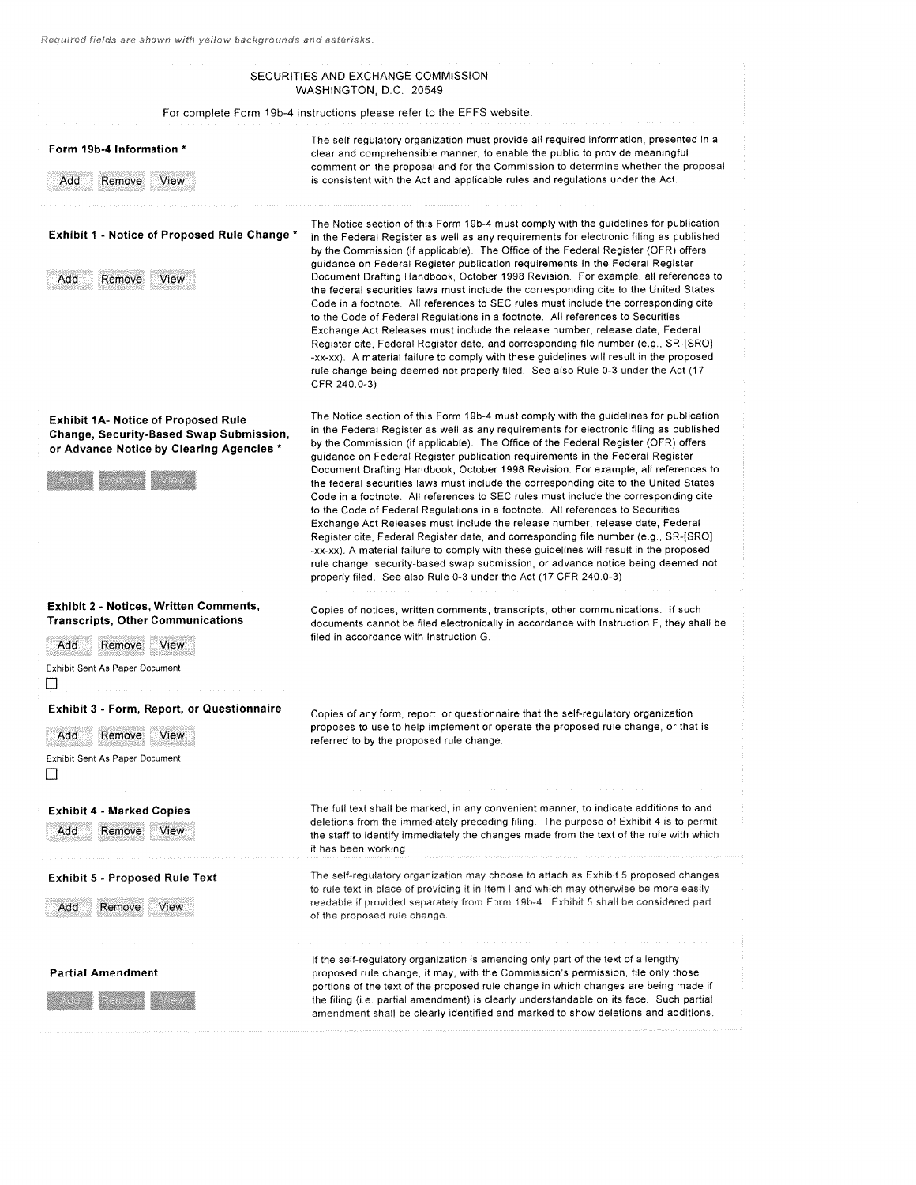*Required fields are shown with yellow backgrounds and asterisks.*

SECURITIES AND EXCHANGE COMMISSION
WASHINGTON, D.C. 20549

For complete Form 19b-4 instructions please refer to the EFFS website.

**Form 19b-4 Information** *

Add Remove View

The self-regulatory organization must provide all required information, presented in a clear and comprehensible manner, to enable the public to provide meaningful comment on the proposal and for the Commission to determine whether the proposal is consistent with the Act and applicable rules and regulations under the Act.

**Exhibit 1 - Notice of Proposed Rule Change** *

Add Remove View

The Notice section of this Form 19b-4 must comply with the guidelines for publication in the Federal Register as well as any requirements for electronic filing as published by the Commission (if applicable). The Office of the Federal Register (OFR) offers guidance on Federal Register publication requirements in the Federal Register Document Drafting Handbook, October 1998 Revision. For example, all references to the federal securities laws must include the corresponding cite to the United States Code in a footnote. All references to SEC rules must include the corresponding cite to the Code of Federal Regulations in a footnote. All references to Securities Exchange Act Releases must include the release number, release date, Federal Register cite, Federal Register date, and corresponding file number (e.g., SR-[SRO] -xx-xx). A material failure to comply with these guidelines will result in the proposed rule change being deemed not properly filed. See also Rule 0-3 under the Act (17 CFR 240.0-3)

**Exhibit 1A- Notice of Proposed Rule Change, Security-Based Swap Submission, or Advance Notice by Clearing Agencies** *

Add Remove View

The Notice section of this Form 19b-4 must comply with the guidelines for publication in the Federal Register as well as any requirements for electronic filing as published by the Commission (if applicable). The Office of the Federal Register (OFR) offers guidance on Federal Register publication requirements in the Federal Register Document Drafting Handbook, October 1998 Revision. For example, all references to the federal securities laws must include the corresponding cite to the United States Code in a footnote. All references to SEC rules must include the corresponding cite to the Code of Federal Regulations in a footnote. All references to Securities Exchange Act Releases must include the release number, release date, Federal Register cite, Federal Register date, and corresponding file number (e.g., SR-[SRO] -xx-xx). A material failure to comply with these guidelines will result in the proposed rule change, security-based swap submission, or advance notice being deemed not properly filed. See also Rule 0-3 under the Act (17 CFR 240.0-3)

**Exhibit 2 - Notices, Written Comments, Transcripts, Other Communications**

Add Remove View

Exhibit Sent As Paper Document ☐

Copies of notices, written comments, transcripts, other communications. If such documents cannot be filed electronically in accordance with Instruction F, they shall be filed in accordance with Instruction G.

**Exhibit 3 - Form, Report, or Questionnaire**

Add Remove View

Exhibit Sent As Paper Document ☐

Copies of any form, report, or questionnaire that the self-regulatory organization proposes to use to help implement or operate the proposed rule change, or that is referred to by the proposed rule change.

**Exhibit 4 - Marked Copies**

Add Remove View

The full text shall be marked, in any convenient manner, to indicate additions to and deletions from the immediately preceding filing. The purpose of Exhibit 4 is to permit the staff to identify immediately the changes made from the text of the rule with which it has been working.

**Exhibit 5 - Proposed Rule Text**

Add Remove View

The self-regulatory organization may choose to attach as Exhibit 5 proposed changes to rule text in place of providing it in Item I and which may otherwise be more easily readable if provided separately from Form 19b-4. Exhibit 5 shall be considered part of the proposed rule change.

**Partial Amendment**

Add Remove View

If the self-regulatory organization is amending only part of the text of a lengthy proposed rule change, it may, with the Commission's permission, file only those portions of the text of the proposed rule change in which changes are being made if the filing (i.e. partial amendment) is clearly understandable on its face. Such partial amendment shall be clearly identified and marked to show deletions and additions.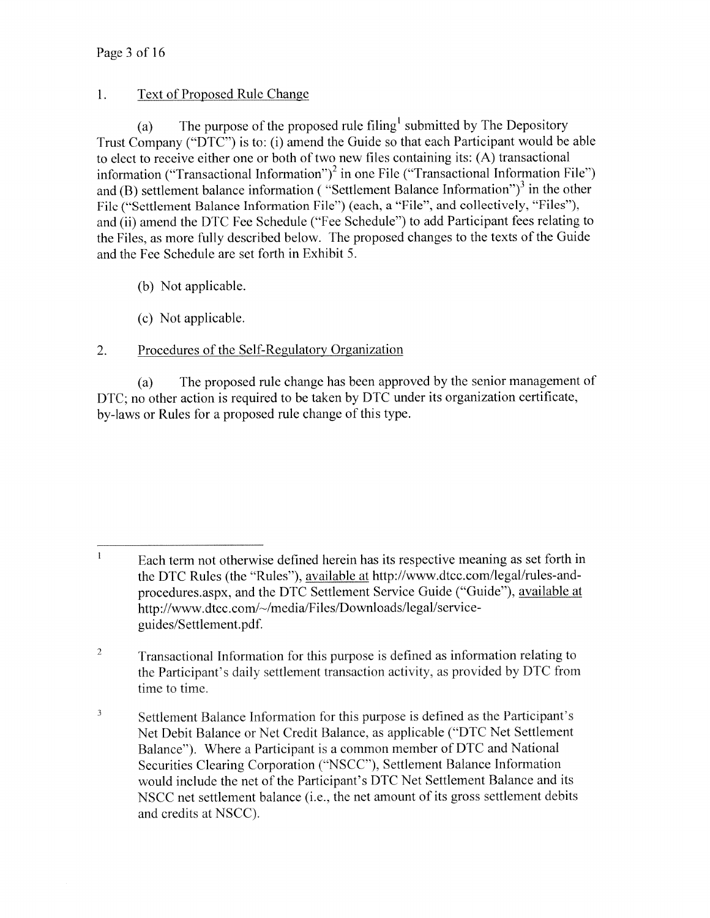1. Text of Proposed Rule Change

(a) The purpose of the proposed rule filing[1] submitted by The Depository Trust Company ("DTC") is to: (i) amend the Guide so that each Participant would be able to elect to receive either one or both of two new files containing its: (A) transactional information ("Transactional Information")[2] in one File ("Transactional Information File") and (B) settlement balance information ( "Settlement Balance Information")[3] in the other File ("Settlement Balance Information File") (each, a "File", and collectively, "Files"), and (ii) amend the DTC Fee Schedule ("Fee Schedule") to add Participant fees relating to the Files, as more fully described below. The proposed changes to the texts of the Guide and the Fee Schedule are set forth in Exhibit 5.

(b) Not applicable.

(c) Not applicable.

2. Procedures of the Self-Regulatory Organization

(a) The proposed rule change has been approved by the senior management of DTC; no other action is required to be taken by DTC under its organization certificate, by-laws or Rules for a proposed rule change of this type.

---

[1] Each term not otherwise defined herein has its respective meaning as set forth in the DTC Rules (the "Rules"), available at http://www.dtcc.com/legal/rules-and-procedures.aspx, and the DTC Settlement Service Guide ("Guide"), available at http://www.dtcc.com/~/media/Files/Downloads/legal/service-guides/Settlement.pdf.

[2] Transactional Information for this purpose is defined as information relating to the Participant's daily settlement transaction activity, as provided by DTC from time to time.

[3] Settlement Balance Information for this purpose is defined as the Participant's Net Debit Balance or Net Credit Balance, as applicable ("DTC Net Settlement Balance"). Where a Participant is a common member of DTC and National Securities Clearing Corporation ("NSCC"), Settlement Balance Information would include the net of the Participant's DTC Net Settlement Balance and its NSCC net settlement balance (i.e., the net amount of its gross settlement debits and credits at NSCC).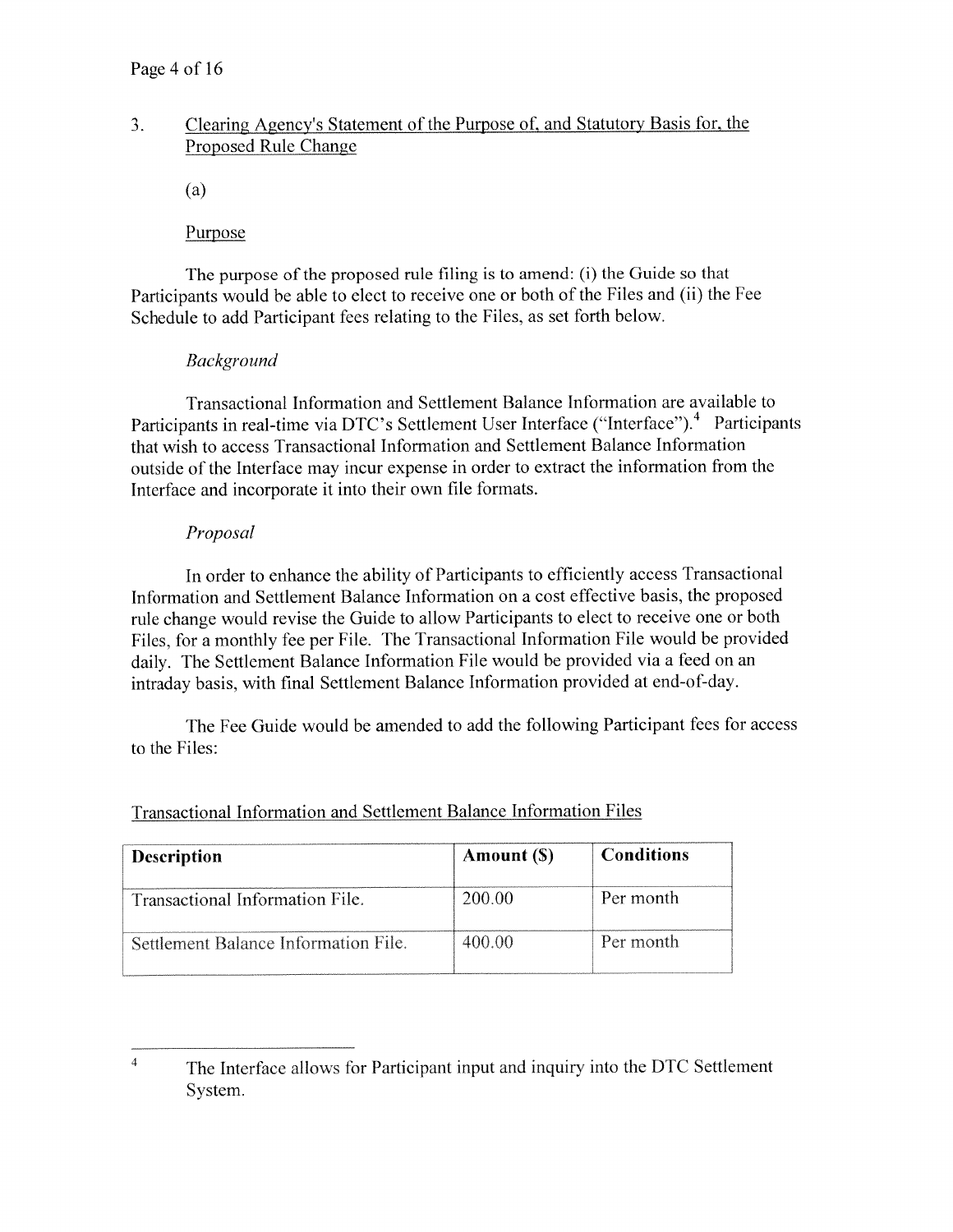3. Clearing Agency's Statement of the Purpose of, and Statutory Basis for, the Proposed Rule Change

(a)

Purpose

The purpose of the proposed rule filing is to amend: (i) the Guide so that Participants would be able to elect to receive one or both of the Files and (ii) the Fee Schedule to add Participant fees relating to the Files, as set forth below.

*Background*

Transactional Information and Settlement Balance Information are available to Participants in real-time via DTC's Settlement User Interface ("Interface").[4] Participants that wish to access Transactional Information and Settlement Balance Information outside of the Interface may incur expense in order to extract the information from the Interface and incorporate it into their own file formats.

*Proposal*

In order to enhance the ability of Participants to efficiently access Transactional Information and Settlement Balance Information on a cost effective basis, the proposed rule change would revise the Guide to allow Participants to elect to receive one or both Files, for a monthly fee per File. The Transactional Information File would be provided daily. The Settlement Balance Information File would be provided via a feed on an intraday basis, with final Settlement Balance Information provided at end-of-day.

The Fee Guide would be amended to add the following Participant fees for access to the Files:

Transactional Information and Settlement Balance Information Files

| **Description** | **Amount ($)** | **Conditions** |
|---|---|---|
| Transactional Information File. | 200.00 | Per month |
| Settlement Balance Information File. | 400.00 | Per month |

---

[4] The Interface allows for Participant input and inquiry into the DTC Settlement System.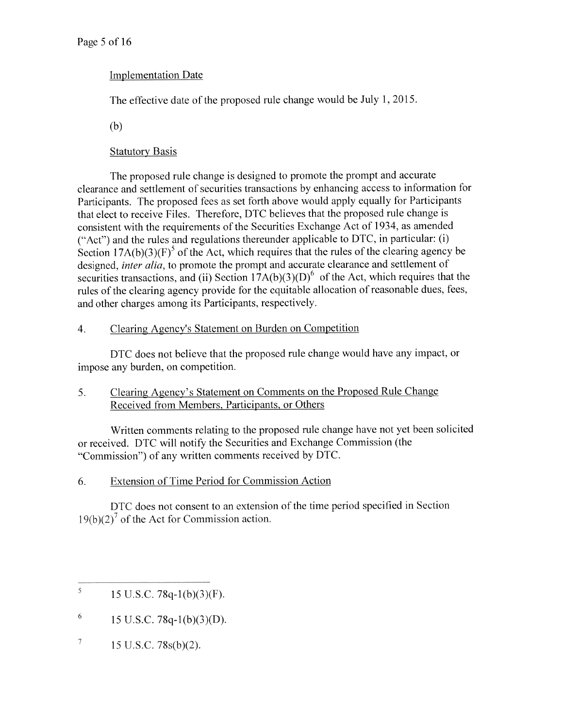Implementation Date

The effective date of the proposed rule change would be July 1, 2015.

(b)

Statutory Basis

The proposed rule change is designed to promote the prompt and accurate clearance and settlement of securities transactions by enhancing access to information for Participants. The proposed fees as set forth above would apply equally for Participants that elect to receive Files. Therefore, DTC believes that the proposed rule change is consistent with the requirements of the Securities Exchange Act of 1934, as amended ("Act") and the rules and regulations thereunder applicable to DTC, in particular: (i) Section 17A(b)(3)(F)[5] of the Act, which requires that the rules of the clearing agency be designed, *inter alia*, to promote the prompt and accurate clearance and settlement of securities transactions, and (ii) Section 17A(b)(3)(D)[6] of the Act, which requires that the rules of the clearing agency provide for the equitable allocation of reasonable dues, fees, and other charges among its Participants, respectively.

## 4. Clearing Agency's Statement on Burden on Competition

DTC does not believe that the proposed rule change would have any impact, or impose any burden, on competition.

## 5. Clearing Agency's Statement on Comments on the Proposed Rule Change Received from Members, Participants, or Others

Written comments relating to the proposed rule change have not yet been solicited or received. DTC will notify the Securities and Exchange Commission (the "Commission") of any written comments received by DTC.

## 6. Extension of Time Period for Commission Action

DTC does not consent to an extension of the time period specified in Section 19(b)(2)[7] of the Act for Commission action.

---

[5] 15 U.S.C. 78q-1(b)(3)(F).

[6] 15 U.S.C. 78q-1(b)(3)(D).

[7] 15 U.S.C. 78s(b)(2).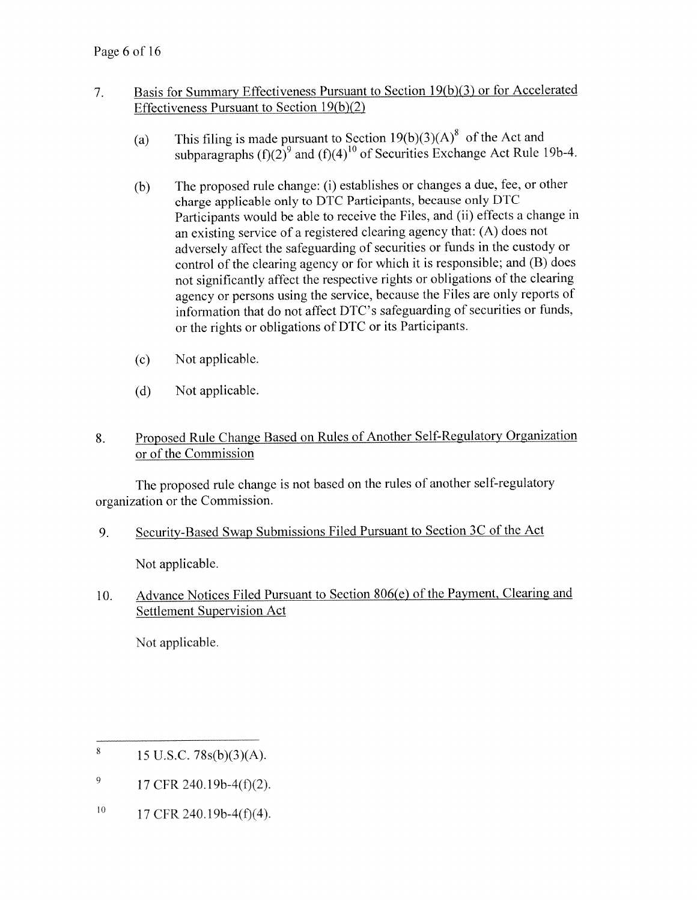7. Basis for Summary Effectiveness Pursuant to Section 19(b)(3) or for Accelerated Effectiveness Pursuant to Section 19(b)(2)

   (a) This filing is made pursuant to Section 19(b)(3)(A)[8] of the Act and subparagraphs (f)(2)[9] and (f)(4)[10] of Securities Exchange Act Rule 19b-4.

   (b) The proposed rule change: (i) establishes or changes a due, fee, or other charge applicable only to DTC Participants, because only DTC Participants would be able to receive the Files, and (ii) effects a change in an existing service of a registered clearing agency that: (A) does not adversely affect the safeguarding of securities or funds in the custody or control of the clearing agency or for which it is responsible; and (B) does not significantly affect the respective rights or obligations of the clearing agency or persons using the service, because the Files are only reports of information that do not affect DTC's safeguarding of securities or funds, or the rights or obligations of DTC or its Participants.

   (c) Not applicable.

   (d) Not applicable.

8. Proposed Rule Change Based on Rules of Another Self-Regulatory Organization or of the Commission

The proposed rule change is not based on the rules of another self-regulatory organization or the Commission.

9. Security-Based Swap Submissions Filed Pursuant to Section 3C of the Act

   Not applicable.

10. Advance Notices Filed Pursuant to Section 806(e) of the Payment, Clearing and Settlement Supervision Act

   Not applicable.

---

[8] 15 U.S.C. 78s(b)(3)(A).

[9] 17 CFR 240.19b-4(f)(2).

[10] 17 CFR 240.19b-4(f)(4).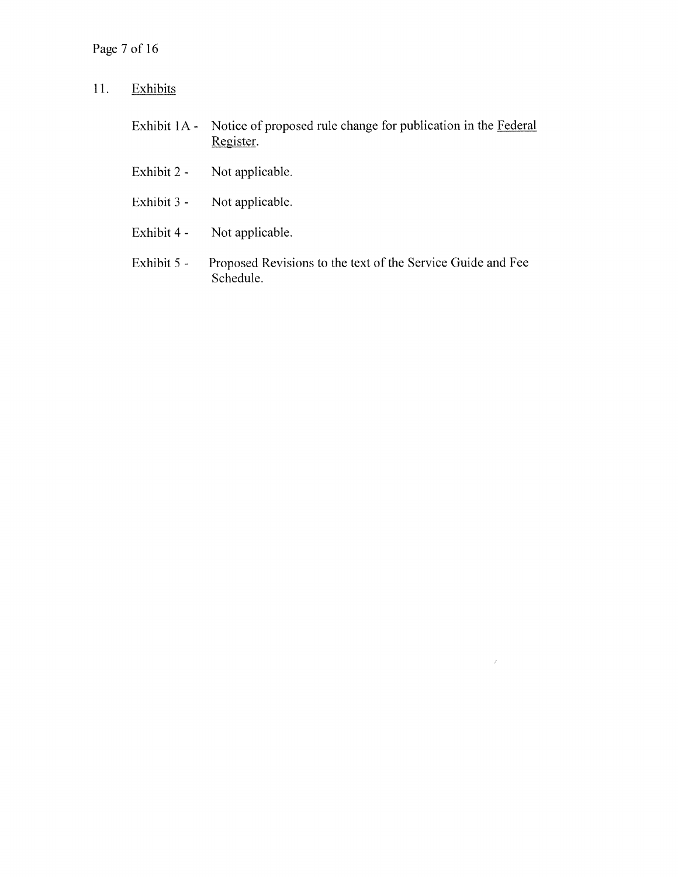## 11. Exhibits

Exhibit 1A - Notice of proposed rule change for publication in the Federal Register.

Exhibit 2 - Not applicable.

Exhibit 3 - Not applicable.

Exhibit 4 - Not applicable.

Exhibit 5 - Proposed Revisions to the text of the Service Guide and Fee Schedule.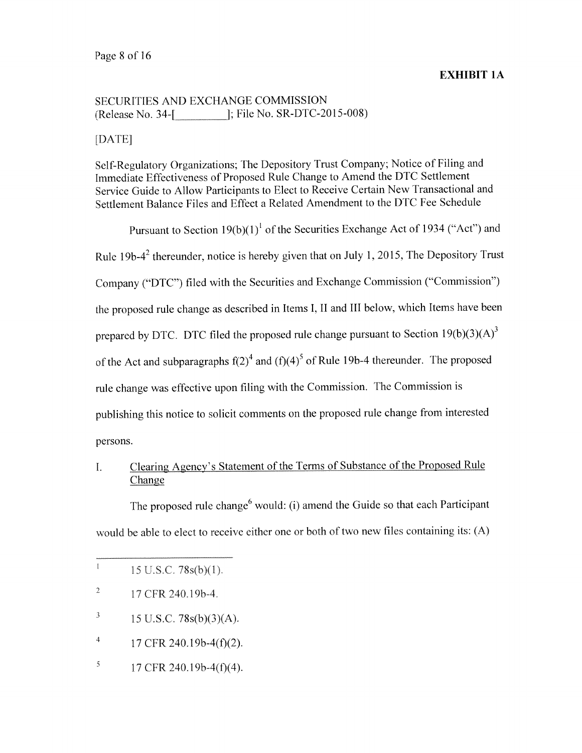**EXHIBIT 1A**

SECURITIES AND EXCHANGE COMMISSION
(Release No. 34-[__________]; File No. SR-DTC-2015-008)

[DATE]

Self-Regulatory Organizations; The Depository Trust Company; Notice of Filing and Immediate Effectiveness of Proposed Rule Change to Amend the DTC Settlement Service Guide to Allow Participants to Elect to Receive Certain New Transactional and Settlement Balance Files and Effect a Related Amendment to the DTC Fee Schedule

Pursuant to Section 19(b)(1)[1] of the Securities Exchange Act of 1934 ("Act") and Rule 19b-4[2] thereunder, notice is hereby given that on July 1, 2015, The Depository Trust Company ("DTC") filed with the Securities and Exchange Commission ("Commission") the proposed rule change as described in Items I, II and III below, which Items have been prepared by DTC. DTC filed the proposed rule change pursuant to Section 19(b)(3)(A)[3] of the Act and subparagraphs f(2)[4] and (f)(4)[5] of Rule 19b-4 thereunder. The proposed rule change was effective upon filing with the Commission. The Commission is publishing this notice to solicit comments on the proposed rule change from interested persons.

I. Clearing Agency's Statement of the Terms of Substance of the Proposed Rule Change

The proposed rule change[6] would: (i) amend the Guide so that each Participant would be able to elect to receive either one or both of two new files containing its: (A)

---

1 15 U.S.C. 78s(b)(1).

2 17 CFR 240.19b-4.

3 15 U.S.C. 78s(b)(3)(A).

4 17 CFR 240.19b-4(f)(2).

5 17 CFR 240.19b-4(f)(4).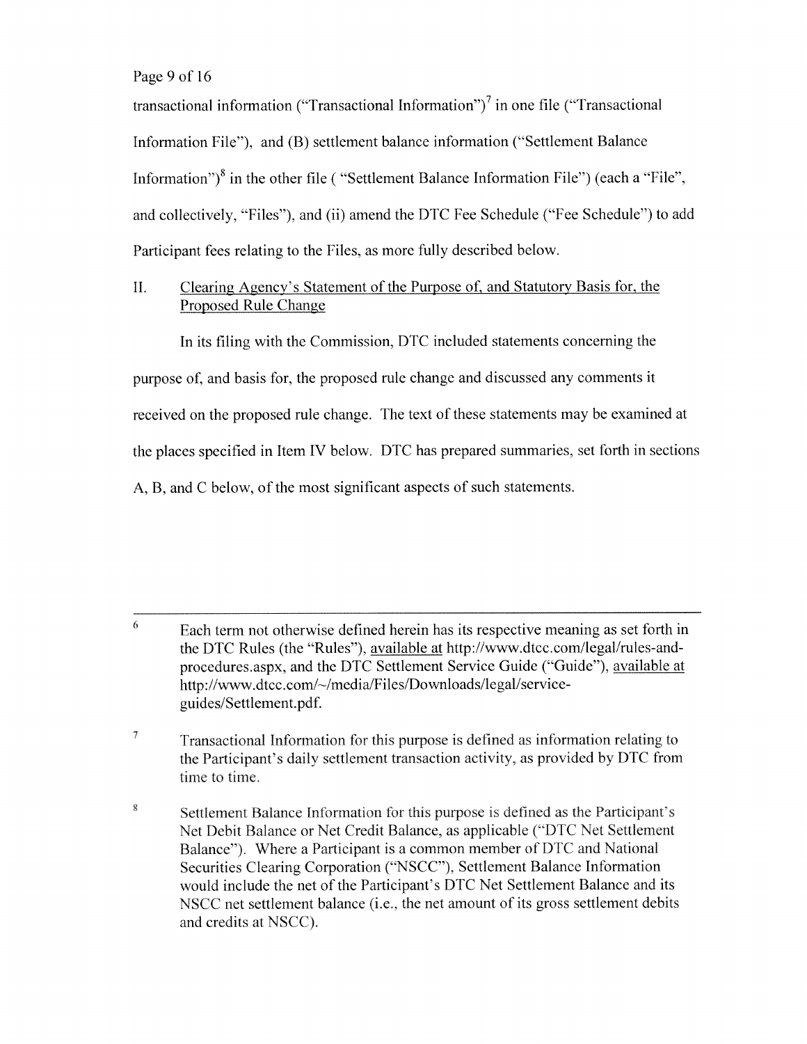transactional information ("Transactional Information")[7] in one file ("Transactional Information File"), and (B) settlement balance information ("Settlement Balance Information")[8] in the other file ( "Settlement Balance Information File") (each a "File", and collectively, "Files"), and (ii) amend the DTC Fee Schedule ("Fee Schedule") to add Participant fees relating to the Files, as more fully described below.

## II. Clearing Agency's Statement of the Purpose of, and Statutory Basis for, the Proposed Rule Change

In its filing with the Commission, DTC included statements concerning the purpose of, and basis for, the proposed rule change and discussed any comments it received on the proposed rule change. The text of these statements may be examined at the places specified in Item IV below. DTC has prepared summaries, set forth in sections A, B, and C below, of the most significant aspects of such statements.

---

6 Each term not otherwise defined herein has its respective meaning as set forth in the DTC Rules (the "Rules"), available at http://www.dtcc.com/legal/rules-and-procedures.aspx, and the DTC Settlement Service Guide ("Guide"), available at http://www.dtcc.com/~/media/Files/Downloads/legal/service-guides/Settlement.pdf.

7 Transactional Information for this purpose is defined as information relating to the Participant's daily settlement transaction activity, as provided by DTC from time to time.

8 Settlement Balance Information for this purpose is defined as the Participant's Net Debit Balance or Net Credit Balance, as applicable ("DTC Net Settlement Balance"). Where a Participant is a common member of DTC and National Securities Clearing Corporation ("NSCC"), Settlement Balance Information would include the net of the Participant's DTC Net Settlement Balance and its NSCC net settlement balance (i.e., the net amount of its gross settlement debits and credits at NSCC).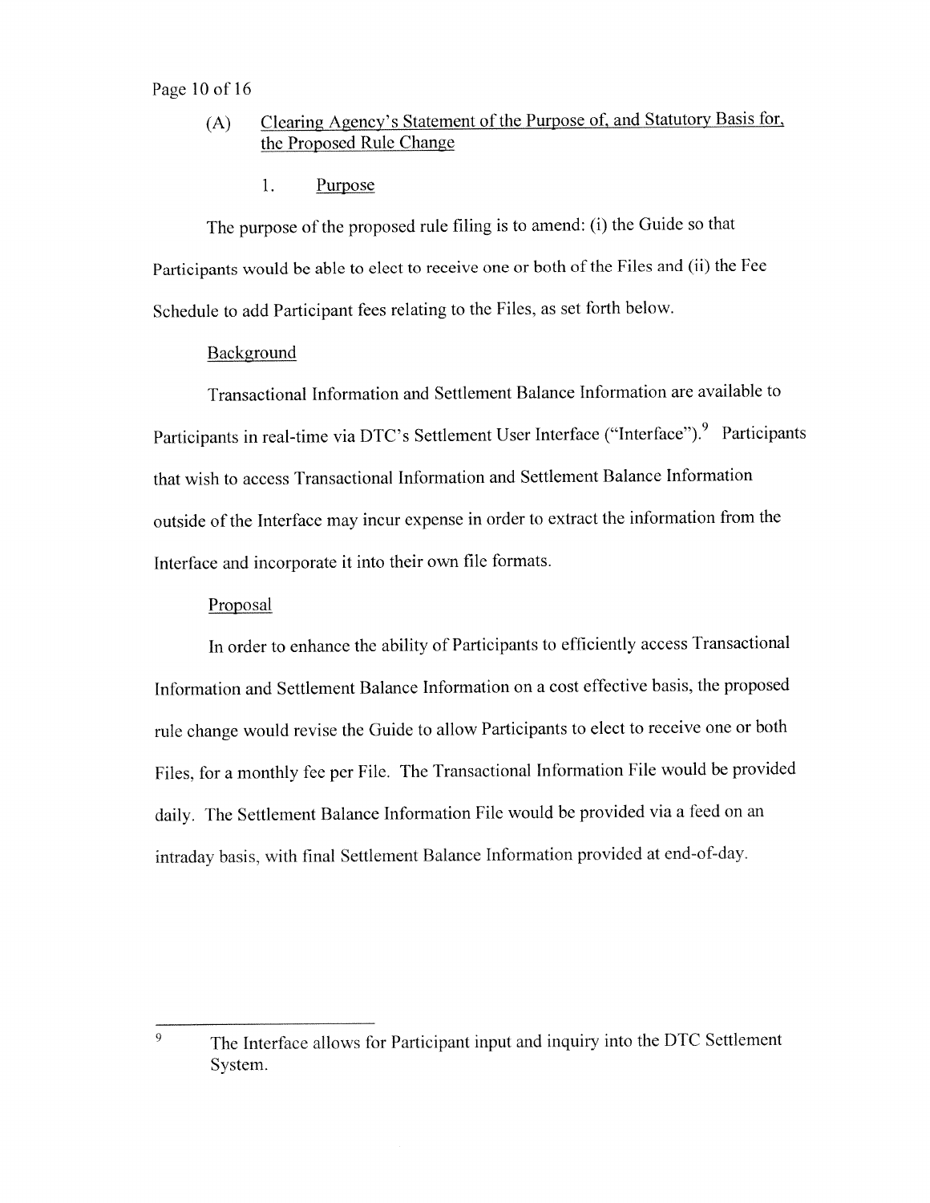### (A) Clearing Agency's Statement of the Purpose of, and Statutory Basis for, the Proposed Rule Change

#### 1. Purpose

The purpose of the proposed rule filing is to amend: (i) the Guide so that Participants would be able to elect to receive one or both of the Files and (ii) the Fee Schedule to add Participant fees relating to the Files, as set forth below.

Background

Transactional Information and Settlement Balance Information are available to Participants in real-time via DTC's Settlement User Interface ("Interface").[9] Participants that wish to access Transactional Information and Settlement Balance Information outside of the Interface may incur expense in order to extract the information from the Interface and incorporate it into their own file formats.

Proposal

In order to enhance the ability of Participants to efficiently access Transactional Information and Settlement Balance Information on a cost effective basis, the proposed rule change would revise the Guide to allow Participants to elect to receive one or both Files, for a monthly fee per File. The Transactional Information File would be provided daily. The Settlement Balance Information File would be provided via a feed on an intraday basis, with final Settlement Balance Information provided at end-of-day.

---

[9] The Interface allows for Participant input and inquiry into the DTC Settlement System.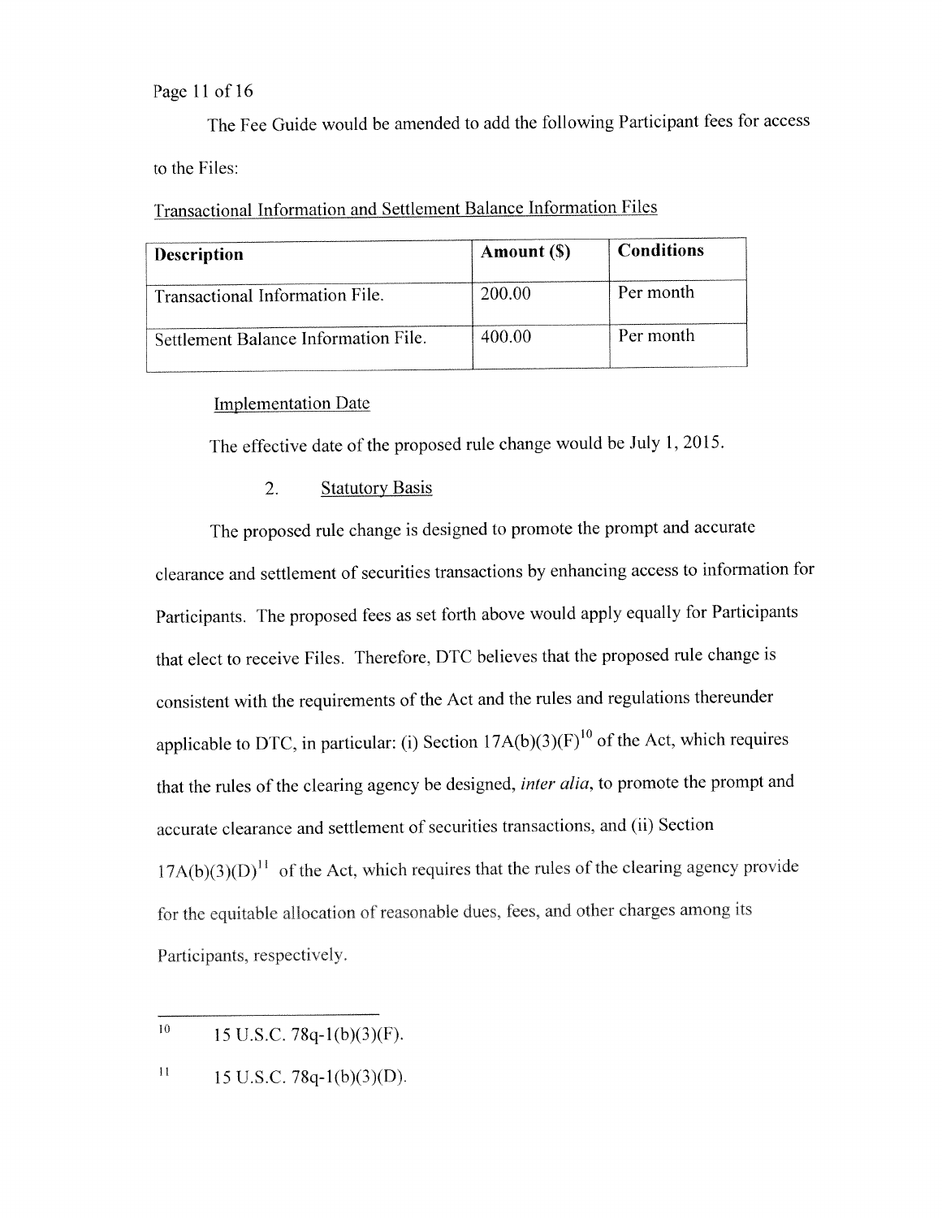The Fee Guide would be amended to add the following Participant fees for access to the Files:

Transactional Information and Settlement Balance Information Files

| Description | Amount ($) | Conditions |
|---|---|---|
| Transactional Information File. | 200.00 | Per month |
| Settlement Balance Information File. | 400.00 | Per month |

Implementation Date

The effective date of the proposed rule change would be July 1, 2015.

2. Statutory Basis

The proposed rule change is designed to promote the prompt and accurate clearance and settlement of securities transactions by enhancing access to information for Participants. The proposed fees as set forth above would apply equally for Participants that elect to receive Files. Therefore, DTC believes that the proposed rule change is consistent with the requirements of the Act and the rules and regulations thereunder applicable to DTC, in particular: (i) Section 17A(b)(3)(F)[10] of the Act, which requires that the rules of the clearing agency be designed, *inter alia*, to promote the prompt and accurate clearance and settlement of securities transactions, and (ii) Section 17A(b)(3)(D)[11] of the Act, which requires that the rules of the clearing agency provide for the equitable allocation of reasonable dues, fees, and other charges among its Participants, respectively.

---

[10] 15 U.S.C. 78q-1(b)(3)(F).

[11] 15 U.S.C. 78q-1(b)(3)(D).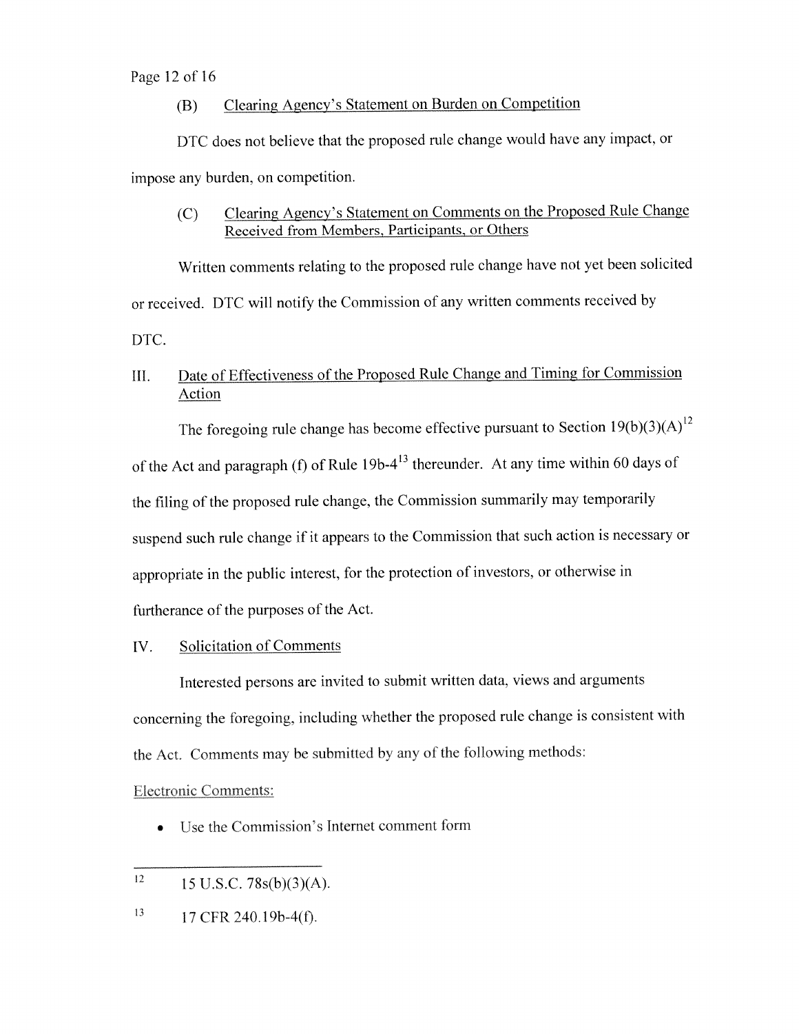### (B) Clearing Agency's Statement on Burden on Competition

DTC does not believe that the proposed rule change would have any impact, or impose any burden, on competition.

### (C) Clearing Agency's Statement on Comments on the Proposed Rule Change Received from Members, Participants, or Others

Written comments relating to the proposed rule change have not yet been solicited or received. DTC will notify the Commission of any written comments received by DTC.

## III. Date of Effectiveness of the Proposed Rule Change and Timing for Commission Action

The foregoing rule change has become effective pursuant to Section 19(b)(3)(A)[12] of the Act and paragraph (f) of Rule 19b-4[13] thereunder. At any time within 60 days of the filing of the proposed rule change, the Commission summarily may temporarily suspend such rule change if it appears to the Commission that such action is necessary or appropriate in the public interest, for the protection of investors, or otherwise in furtherance of the purposes of the Act.

## IV. Solicitation of Comments

Interested persons are invited to submit written data, views and arguments concerning the foregoing, including whether the proposed rule change is consistent with the Act. Comments may be submitted by any of the following methods:

Electronic Comments:

- Use the Commission's Internet comment form

---

[12] 15 U.S.C. 78s(b)(3)(A).

[13] 17 CFR 240.19b-4(f).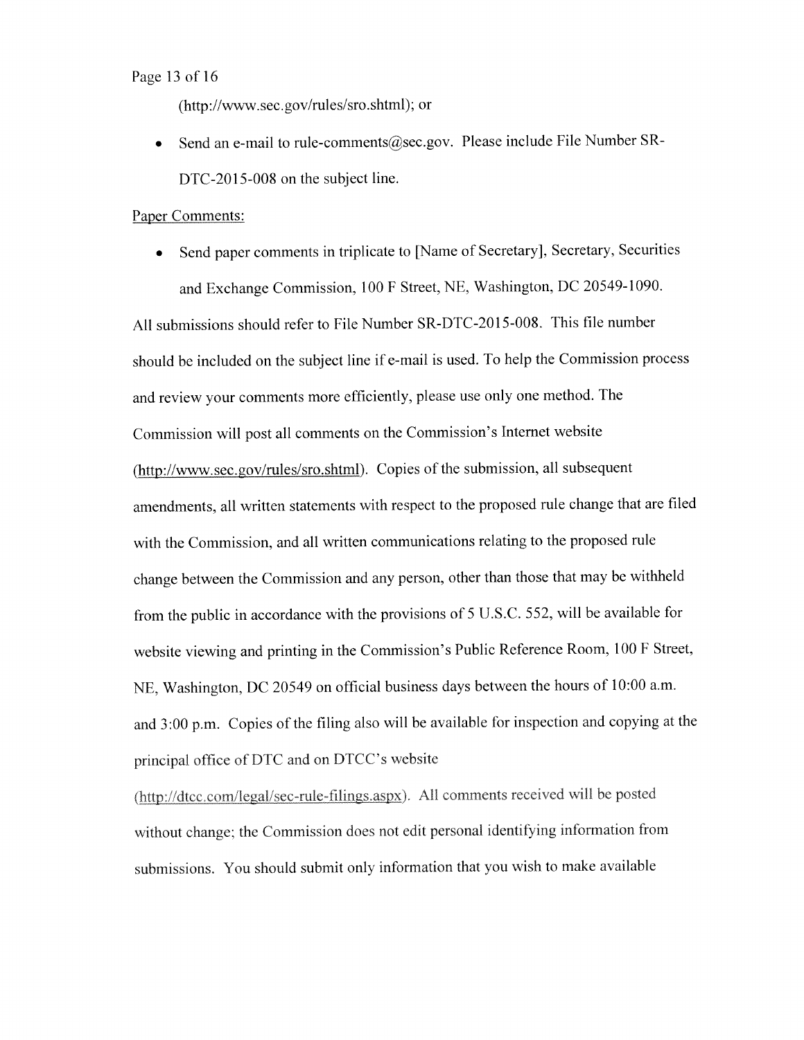(http://www.sec.gov/rules/sro.shtml); or

- Send an e-mail to rule-comments@sec.gov. Please include File Number SR-DTC-2015-008 on the subject line.

Paper Comments:

- Send paper comments in triplicate to [Name of Secretary], Secretary, Securities and Exchange Commission, 100 F Street, NE, Washington, DC 20549-1090.

All submissions should refer to File Number SR-DTC-2015-008. This file number should be included on the subject line if e-mail is used. To help the Commission process and review your comments more efficiently, please use only one method. The Commission will post all comments on the Commission's Internet website (http://www.sec.gov/rules/sro.shtml). Copies of the submission, all subsequent amendments, all written statements with respect to the proposed rule change that are filed with the Commission, and all written communications relating to the proposed rule change between the Commission and any person, other than those that may be withheld from the public in accordance with the provisions of 5 U.S.C. 552, will be available for website viewing and printing in the Commission's Public Reference Room, 100 F Street, NE, Washington, DC 20549 on official business days between the hours of 10:00 a.m. and 3:00 p.m. Copies of the filing also will be available for inspection and copying at the principal office of DTC and on DTCC's website (http://dtcc.com/legal/sec-rule-filings.aspx). All comments received will be posted without change; the Commission does not edit personal identifying information from submissions. You should submit only information that you wish to make available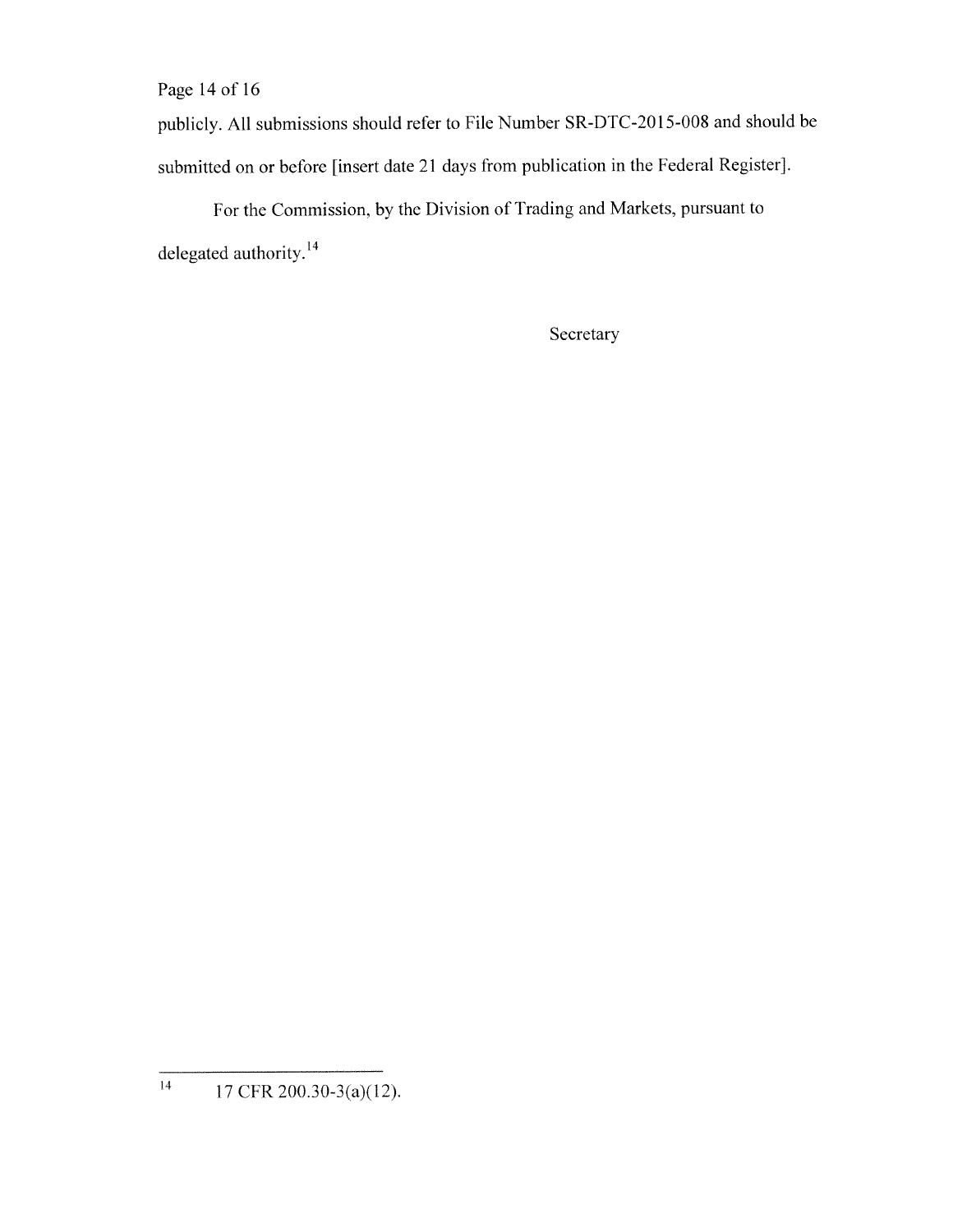publicly. All submissions should refer to File Number SR-DTC-2015-008 and should be submitted on or before [insert date 21 days from publication in the Federal Register].

For the Commission, by the Division of Trading and Markets, pursuant to delegated authority.[14]

Secretary

---

[14] 17 CFR 200.30-3(a)(12).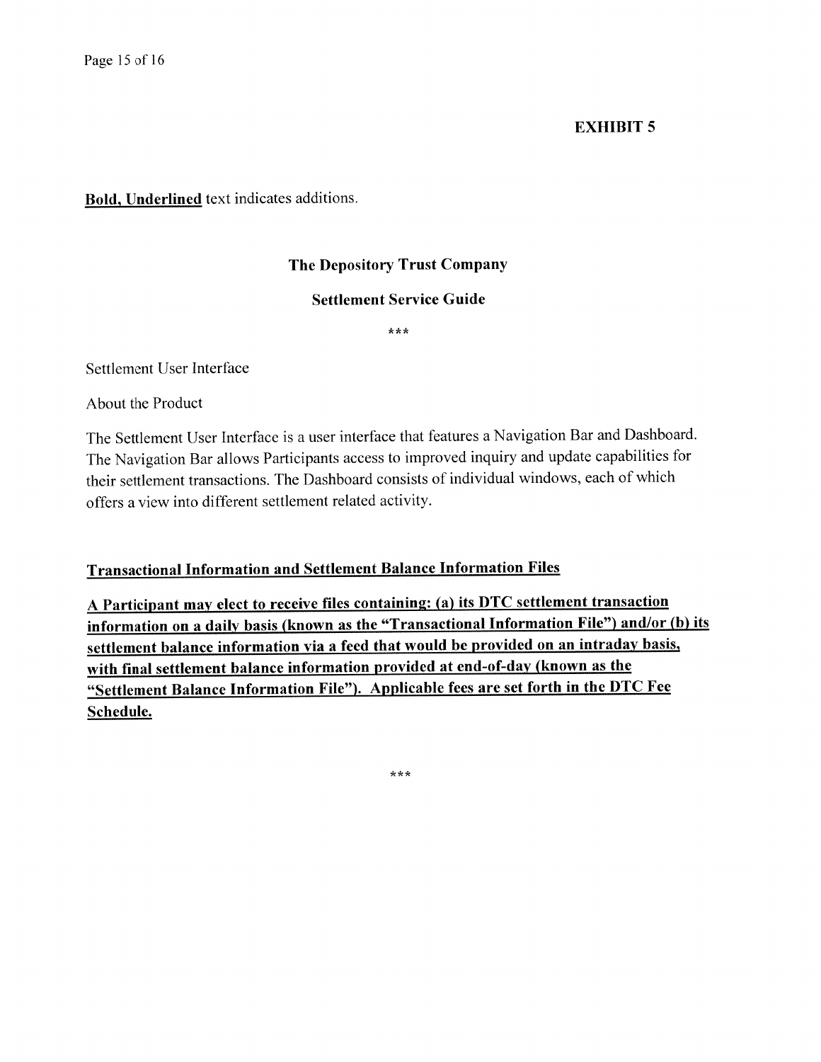**EXHIBIT 5**

**<u>Bold, Underlined</u>** text indicates additions.

**The Depository Trust Company**

**Settlement Service Guide**

\*\*\*

Settlement User Interface

About the Product

The Settlement User Interface is a user interface that features a Navigation Bar and Dashboard. The Navigation Bar allows Participants access to improved inquiry and update capabilities for their settlement transactions. The Dashboard consists of individual windows, each of which offers a view into different settlement related activity.

**<u>Transactional Information and Settlement Balance Information Files</u>**

**<u>A Participant may elect to receive files containing: (a) its DTC settlement transaction information on a daily basis (known as the "Transactional Information File") and/or (b) its settlement balance information via a feed that would be provided on an intraday basis, with final settlement balance information provided at end-of-day (known as the "Settlement Balance Information File"). Applicable fees are set forth in the DTC Fee Schedule.</u>**

\*\*\*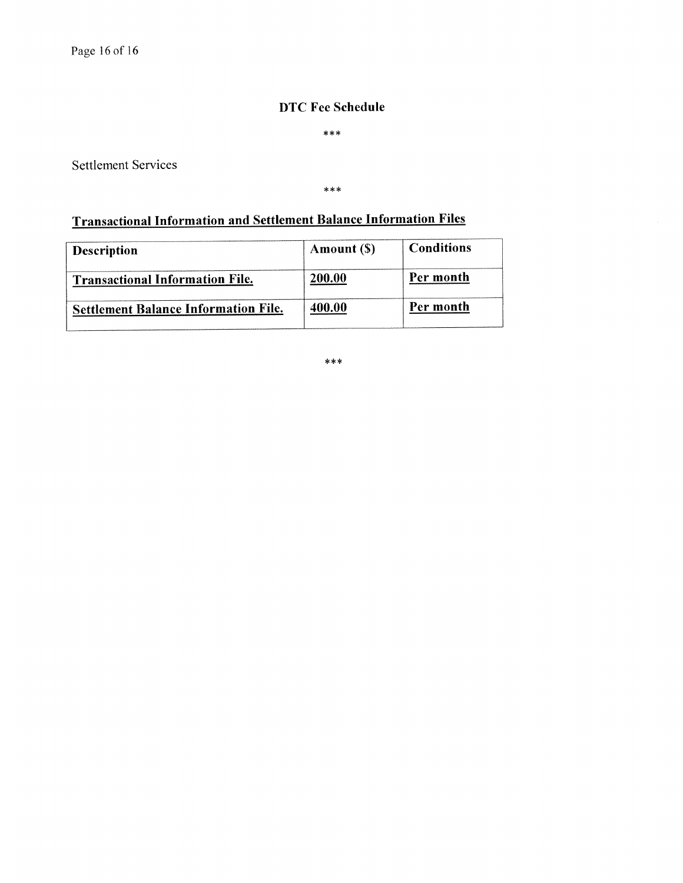## DTC Fee Schedule

\*\*\*

Settlement Services

\*\*\*

### <u>Transactional Information and Settlement Balance Information Files</u>

| Description | Amount ($) | Conditions |
| --- | --- | --- |
| <u>**Transactional Information File.**</u> | <u>**200.00**</u> | <u>**Per month**</u> |
| <u>**Settlement Balance Information File.**</u> | <u>**400.00**</u> | <u>**Per month**</u> |

\*\*\*